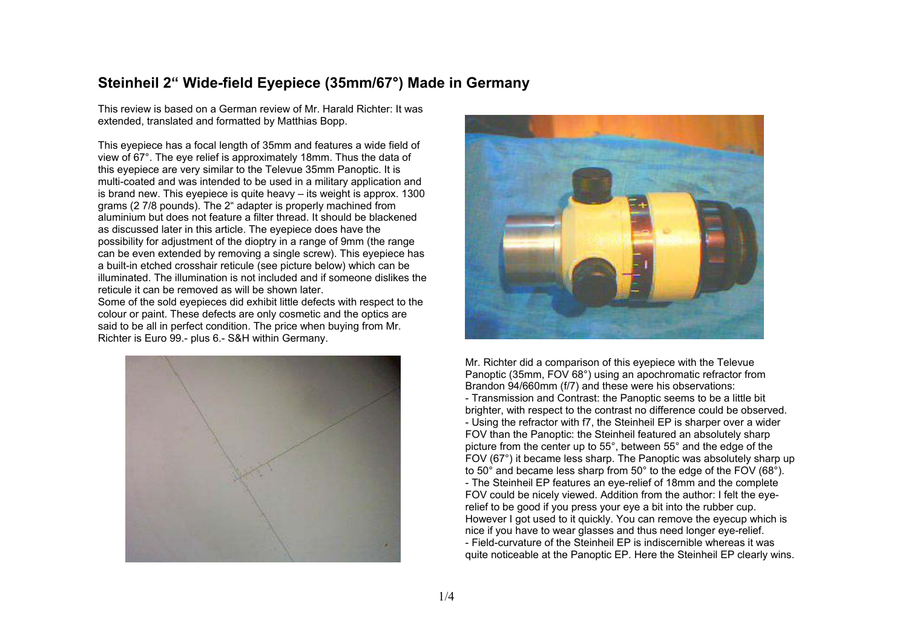## Steinheil 2" Wide-field Eyepiece (35mm/67°) Made in Germany

This review is based on a German review of Mr. Harald Richter: It was extended, translated and formatted by Matthias Bopp.

This eyepiece has a focal length of 35mm and features a wide field of view of 67°. The eye relief is approximately 18mm. Thus the data of this eyepiece are very similar to the Televue 35mm Panoptic. It is multi-coated and was intended to be used in a military application and is brand new. This eyepiece is quite heavy – its weight is approx. 1300 grams (2 7/8 pounds). The 2" adapter is properly machined from aluminium but does not feature a filter thread. It should be blackened as discussed later in this article. The eyepiece does have the possibility for adjustment of the dioptry in a range of 9mm (the range can be even extended by removing a single screw). This eyepiece has a built-in etched crosshair reticule (see picture below) which can be illuminated. The illumination is not included and if someone dislikes the reticule it can be removed as will be shown later.
Some of the sold eyepieces did exhibit little defects with respect to the colour or paint. These defects are only cosmetic and the optics are said to be all in perfect condition. The price when buying from Mr. Richter is Euro 99.- plus 6.- S&H within Germany.

Mr. Richter did a comparison of this eyepiece with the Televue Panoptic (35mm, FOV 68°) using an apochromatic refractor from Brandon 94/660mm (f/7) and these were his observations:
- Transmission and Contrast: the Panoptic seems to be a little bit brighter, with respect to the contrast no difference could be observed.
- Using the refractor with f7, the Steinheil EP is sharper over a wider FOV than the Panoptic: the Steinheil featured an absolutely sharp picture from the center up to 55°, between 55° and the edge of the FOV (67°) it became less sharp. The Panoptic was absolutely sharp up to 50° and became less sharp from 50° to the edge of the FOV (68°).
- The Steinheil EP features an eye-relief of 18mm and the complete FOV could be nicely viewed. Addition from the author: I felt the eye-relief to be good if you press your eye a bit into the rubber cup. However I got used to it quickly. You can remove the eyecup which is nice if you have to wear glasses and thus need longer eye-relief.
- Field-curvature of the Steinheil EP is indiscernible whereas it was quite noticeable at the Panoptic EP. Here the Steinheil EP clearly wins.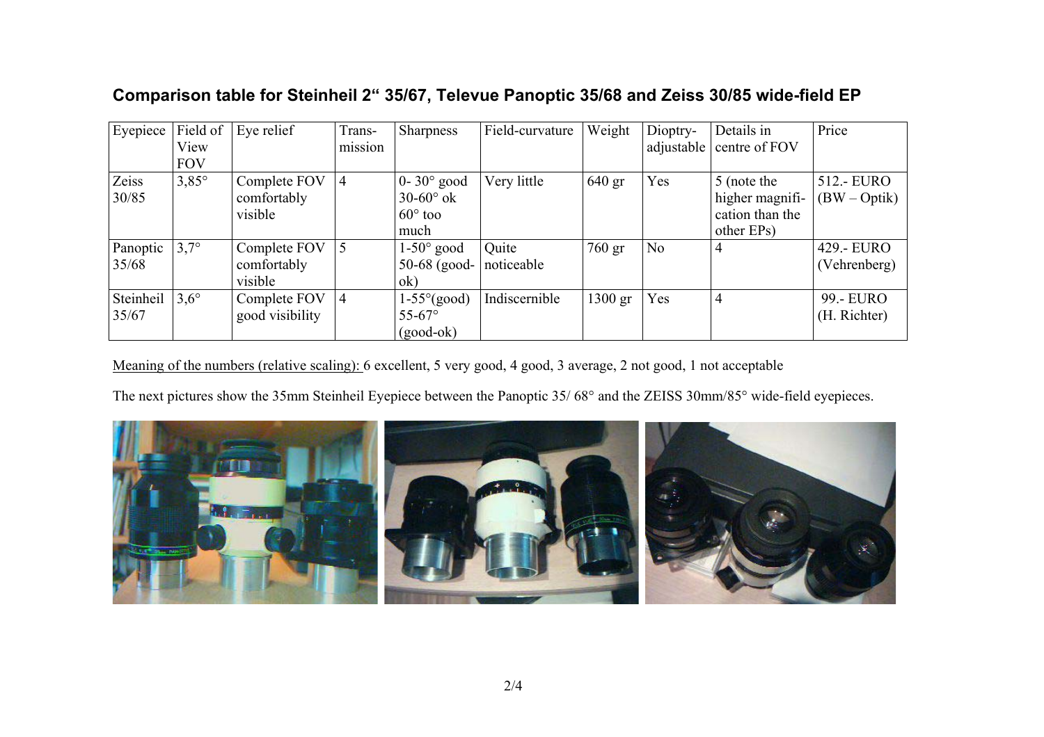## Comparison table for Steinheil 2" 35/67, Televue Panoptic 35/68 and Zeiss 30/85 wide-field EP

| Eyepiece | Field of View FOV | Eye relief | Trans-mission | Sharpness | Field-curvature | Weight | Dioptry-adjustable | Details in centre of FOV | Price |
|---|---|---|---|---|---|---|---|---|---|
| Zeiss 30/85 | 3,85° | Complete FOV comfortably visible | 4 | 0- 30° good 30-60° ok 60° too much | Very little | 640 gr | Yes | 5 (note the higher magnification than the other EPs) | 512.- EURO (BW – Optik) |
| Panoptic 35/68 | 3,7° | Complete FOV comfortably visible | 5 | 1-50° good 50-68 (good-ok) | Quite noticeable | 760 gr | No | 4 | 429.- EURO (Vehrenberg) |
| Steinheil 35/67 | 3,6° | Complete FOV good visibility | 4 | 1-55°(good) 55-67° (good-ok) | Indiscernible | 1300 gr | Yes | 4 | 99.- EURO (H. Richter) |

Meaning of the numbers (relative scaling): 6 excellent, 5 very good, 4 good, 3 average, 2 not good, 1 not acceptable

The next pictures show the 35mm Steinheil Eyepiece between the Panoptic 35/ 68° and the ZEISS 30mm/85° wide-field eyepieces.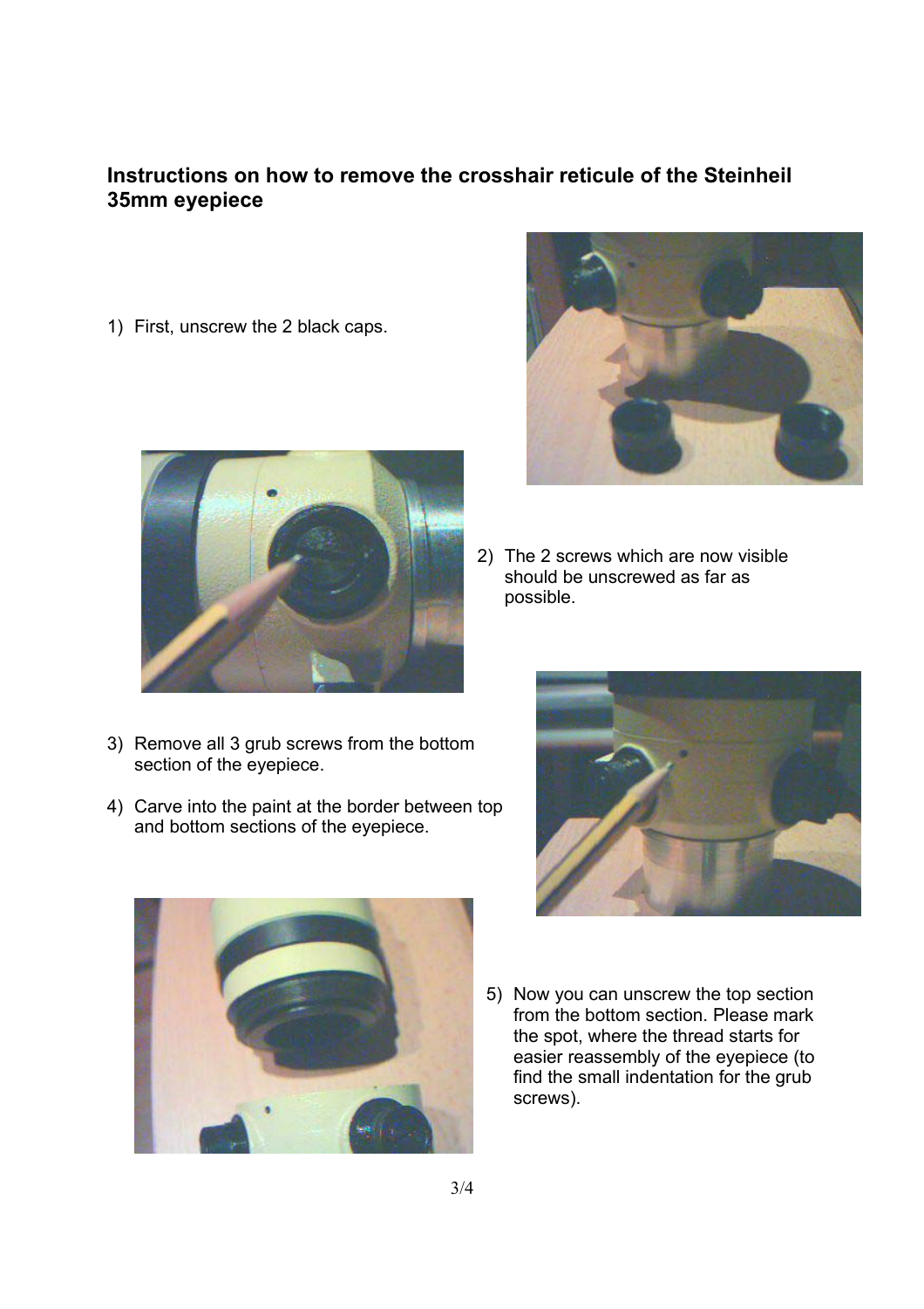## Instructions on how to remove the crosshair reticule of the Steinheil 35mm eyepiece

1) First, unscrew the 2 black caps.

2) The 2 screws which are now visible should be unscrewed as far as possible.

3) Remove all 3 grub screws from the bottom section of the eyepiece.

4) Carve into the paint at the border between top and bottom sections of the eyepiece.

5) Now you can unscrew the top section from the bottom section. Please mark the spot, where the thread starts for easier reassembly of the eyepiece (to find the small indentation for the grub screws).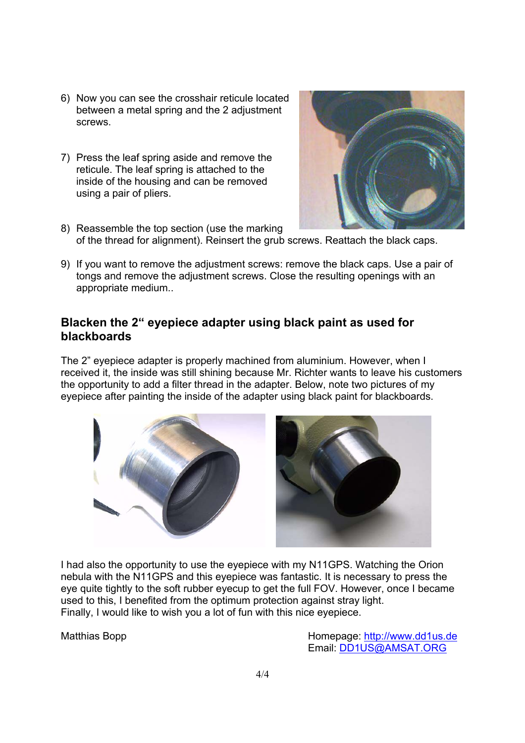6) Now you can see the crosshair reticule located between a metal spring and the 2 adjustment screws.

7) Press the leaf spring aside and remove the reticule. The leaf spring is attached to the inside of the housing and can be removed using a pair of pliers.

8) Reassemble the top section (use the marking of the thread for alignment). Reinsert the grub screws. Reattach the black caps.

9) If you want to remove the adjustment screws: remove the black caps. Use a pair of tongs and remove the adjustment screws. Close the resulting openings with an appropriate medium..

## Blacken the 2“ eyepiece adapter using black paint as used for blackboards

The 2” eyepiece adapter is properly machined from aluminium. However, when I received it, the inside was still shining because Mr. Richter wants to leave his customers the opportunity to add a filter thread in the adapter. Below, note two pictures of my eyepiece after painting the inside of the adapter using black paint for blackboards.

I had also the opportunity to use the eyepiece with my N11GPS. Watching the Orion nebula with the N11GPS and this eyepiece was fantastic. It is necessary to press the eye quite tightly to the soft rubber eyecup to get the full FOV. However, once I became used to this, I benefited from the optimum protection against stray light.
Finally, I would like to wish you a lot of fun with this nice eyepiece.

Matthias Bopp

Homepage: http://www.dd1us.de
Email: DD1US@AMSAT.ORG